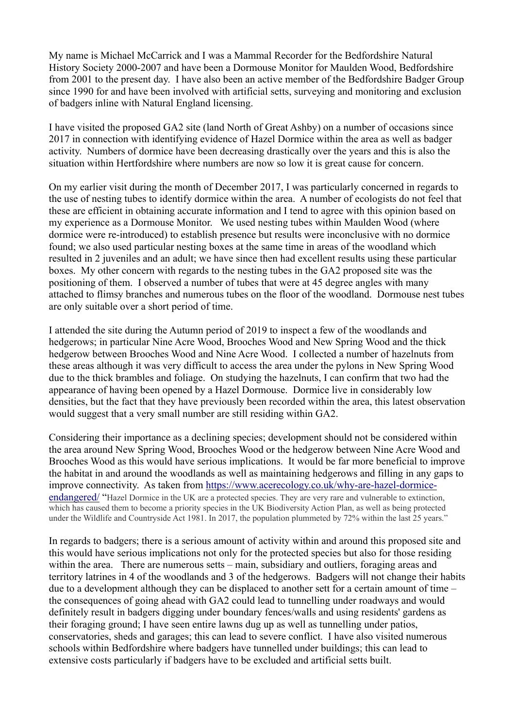My name is Michael McCarrick and I was a Mammal Recorder for the Bedfordshire Natural History Society 2000-2007 and have been a Dormouse Monitor for Maulden Wood, Bedfordshire from 2001 to the present day. I have also been an active member of the Bedfordshire Badger Group since 1990 for and have been involved with artificial setts, surveying and monitoring and exclusion of badgers inline with Natural England licensing.

I have visited the proposed GA2 site (land North of Great Ashby) on a number of occasions since 2017 in connection with identifying evidence of Hazel Dormice within the area as well as badger activity. Numbers of dormice have been decreasing drastically over the years and this is also the situation within Hertfordshire where numbers are now so low it is great cause for concern.

On my earlier visit during the month of December 2017, I was particularly concerned in regards to the use of nesting tubes to identify dormice within the area. A number of ecologists do not feel that these are efficient in obtaining accurate information and I tend to agree with this opinion based on my experience as a Dormouse Monitor. We used nesting tubes within Maulden Wood (where dormice were re-introduced) to establish presence but results were inconclusive with no dormice found; we also used particular nesting boxes at the same time in areas of the woodland which resulted in 2 juveniles and an adult; we have since then had excellent results using these particular boxes. My other concern with regards to the nesting tubes in the GA2 proposed site was the positioning of them. I observed a number of tubes that were at 45 degree angles with many attached to flimsy branches and numerous tubes on the floor of the woodland. Dormouse nest tubes are only suitable over a short period of time.

I attended the site during the Autumn period of 2019 to inspect a few of the woodlands and hedgerows; in particular Nine Acre Wood, Brooches Wood and New Spring Wood and the thick hedgerow between Brooches Wood and Nine Acre Wood. I collected a number of hazelnuts from these areas although it was very difficult to access the area under the pylons in New Spring Wood due to the thick brambles and foliage. On studying the hazelnuts, I can confirm that two had the appearance of having been opened by a Hazel Dormouse. Dormice live in considerably low densities, but the fact that they have previously been recorded within the area, this latest observation would suggest that a very small number are still residing within GA2.

Considering their importance as a declining species; development should not be considered within the area around New Spring Wood, Brooches Wood or the hedgerow between Nine Acre Wood and Brooches Wood as this would have serious implications. It would be far more beneficial to improve the habitat in and around the woodlands as well as maintaining hedgerows and filling in any gaps to improve connectivity. As taken from [https://www.acerecology.co.uk/why-are-hazel-dormice-endangered/](https://www.acerecology.co.uk/why-are-hazel-dormice-endangered/) "Hazel Dormice in the UK are a protected species. They are very rare and vulnerable to extinction, which has caused them to become a priority species in the UK Biodiversity Action Plan, as well as being protected under the Wildlife and Countryside Act 1981. In 2017, the population plummeted by 72% within the last 25 years."

In regards to badgers; there is a serious amount of activity within and around this proposed site and this would have serious implications not only for the protected species but also for those residing within the area. There are numerous setts – main, subsidiary and outliers, foraging areas and territory latrines in 4 of the woodlands and 3 of the hedgerows. Badgers will not change their habits due to a development although they can be displaced to another sett for a certain amount of time – the consequences of going ahead with GA2 could lead to tunnelling under roadways and would definitely result in badgers digging under boundary fences/walls and using residents' gardens as their foraging ground; I have seen entire lawns dug up as well as tunnelling under patios, conservatories, sheds and garages; this can lead to severe conflict. I have also visited numerous schools within Bedfordshire where badgers have tunnelled under buildings; this can lead to extensive costs particularly if badgers have to be excluded and artificial setts built.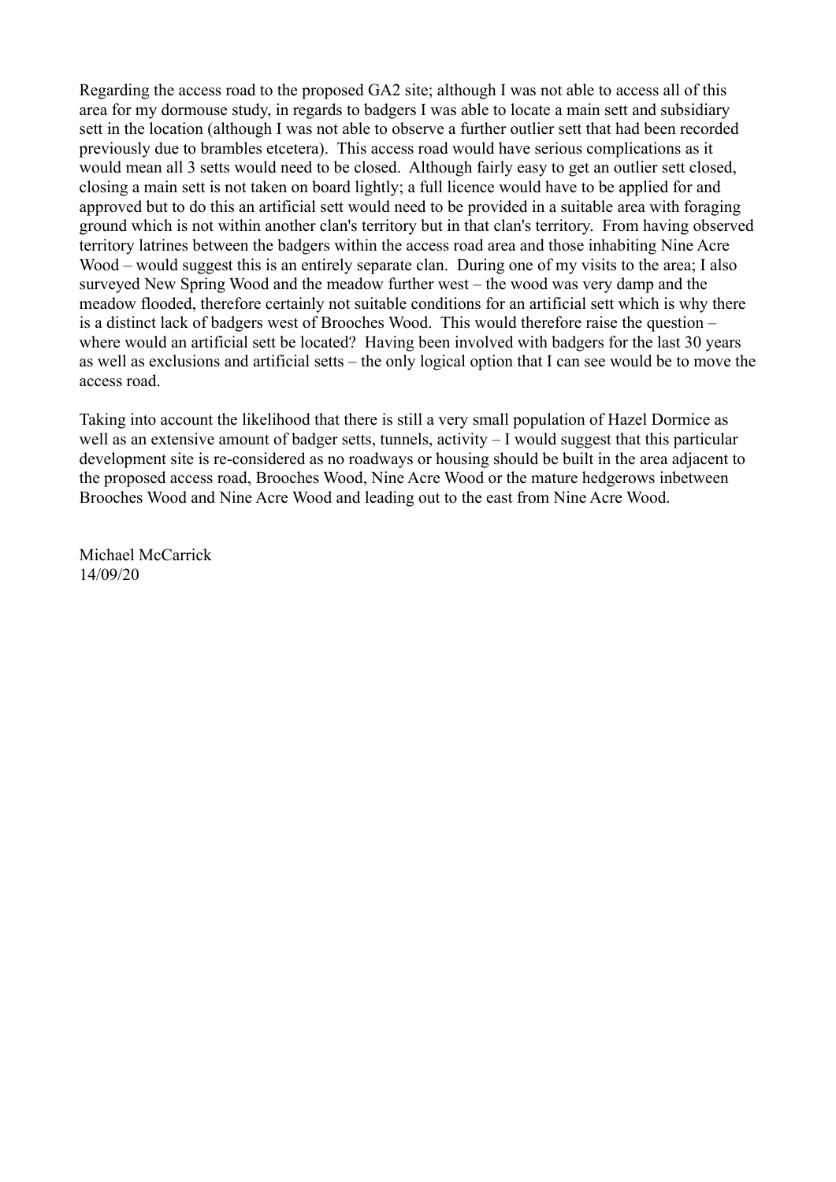Regarding the access road to the proposed GA2 site; although I was not able to access all of this area for my dormouse study, in regards to badgers I was able to locate a main sett and subsidiary sett in the location (although I was not able to observe a further outlier sett that had been recorded previously due to brambles etcetera). This access road would have serious complications as it would mean all 3 setts would need to be closed. Although fairly easy to get an outlier sett closed, closing a main sett is not taken on board lightly; a full licence would have to be applied for and approved but to do this an artificial sett would need to be provided in a suitable area with foraging ground which is not within another clan's territory but in that clan's territory. From having observed territory latrines between the badgers within the access road area and those inhabiting Nine Acre Wood – would suggest this is an entirely separate clan. During one of my visits to the area; I also surveyed New Spring Wood and the meadow further west – the wood was very damp and the meadow flooded, therefore certainly not suitable conditions for an artificial sett which is why there is a distinct lack of badgers west of Brooches Wood. This would therefore raise the question – where would an artificial sett be located? Having been involved with badgers for the last 30 years as well as exclusions and artificial setts – the only logical option that I can see would be to move the access road.

Taking into account the likelihood that there is still a very small population of Hazel Dormice as well as an extensive amount of badger setts, tunnels, activity – I would suggest that this particular development site is re-considered as no roadways or housing should be built in the area adjacent to the proposed access road, Brooches Wood, Nine Acre Wood or the mature hedgerows inbetween Brooches Wood and Nine Acre Wood and leading out to the east from Nine Acre Wood.

Michael McCarrick
14/09/20